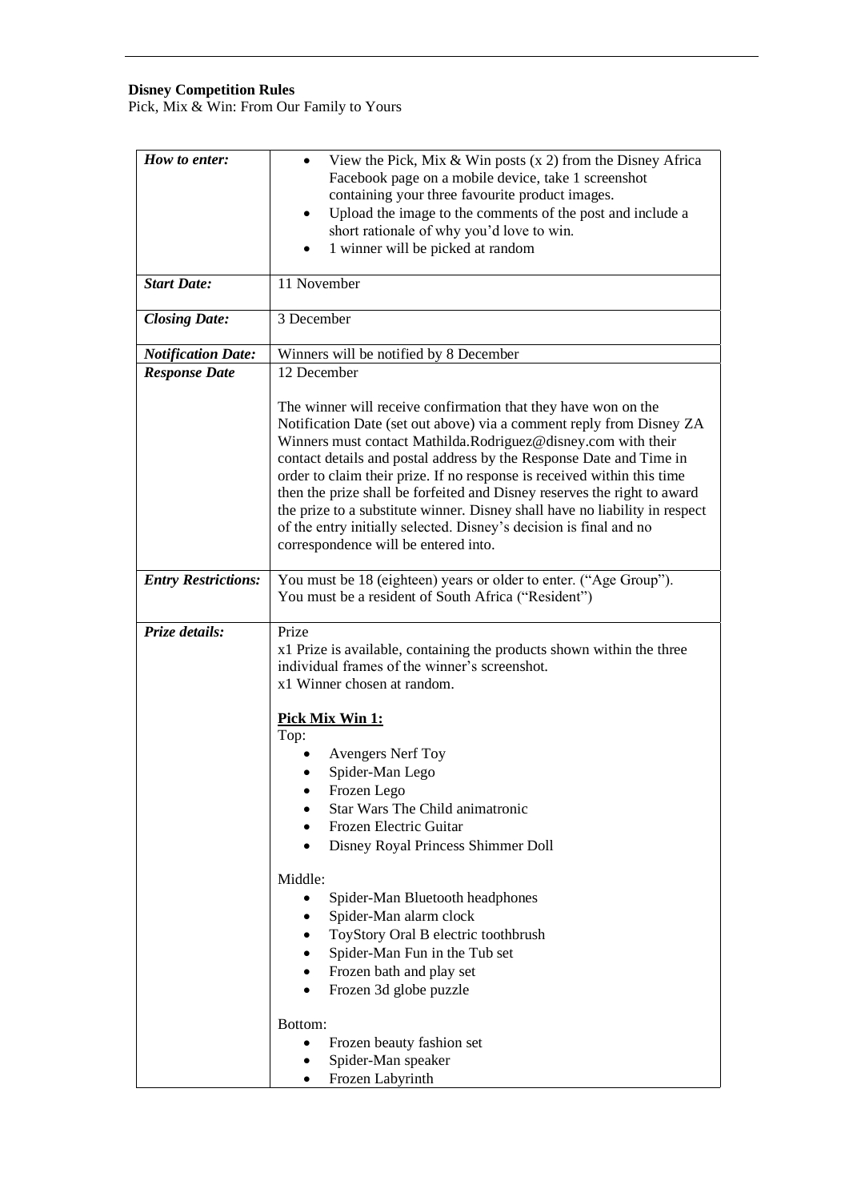**Disney Competition Rules**
Pick, Mix & Win: From Our Family to Yours

| | |
|---|---|
| ***How to enter:*** | • View the Pick, Mix & Win posts (x 2) from the Disney Africa Facebook page on a mobile device, take 1 screenshot containing your three favourite product images.<br>• Upload the image to the comments of the post and include a short rationale of why you'd love to win.<br>• 1 winner will be picked at random |
| ***Start Date:*** | 11 November |
| ***Closing Date:*** | 3 December |
| ***Notification Date:*** | Winners will be notified by 8 December |
| ***Response Date*** | 12 December<br><br>The winner will receive confirmation that they have won on the Notification Date (set out above) via a comment reply from Disney ZA Winners must contact Mathilda.Rodriguez@disney.com with their contact details and postal address by the Response Date and Time in order to claim their prize. If no response is received within this time then the prize shall be forfeited and Disney reserves the right to award the prize to a substitute winner. Disney shall have no liability in respect of the entry initially selected. Disney's decision is final and no correspondence will be entered into. |
| ***Entry Restrictions:*** | You must be 18 (eighteen) years or older to enter. ("Age Group").<br>You must be a resident of South Africa ("Resident") |
| ***Prize details:*** | Prize<br>x1 Prize is available, containing the products shown within the three individual frames of the winner's screenshot.<br>x1 Winner chosen at random.<br><br>**<u>Pick Mix Win 1:</u>**<br>Top:<br>• Avengers Nerf Toy<br>• Spider-Man Lego<br>• Frozen Lego<br>• Star Wars The Child animatronic<br>• Frozen Electric Guitar<br>• Disney Royal Princess Shimmer Doll<br><br>Middle:<br>• Spider-Man Bluetooth headphones<br>• Spider-Man alarm clock<br>• ToyStory Oral B electric toothbrush<br>• Spider-Man Fun in the Tub set<br>• Frozen bath and play set<br>• Frozen 3d globe puzzle<br><br>Bottom:<br>• Frozen beauty fashion set<br>• Spider-Man speaker<br>• Frozen Labyrinth |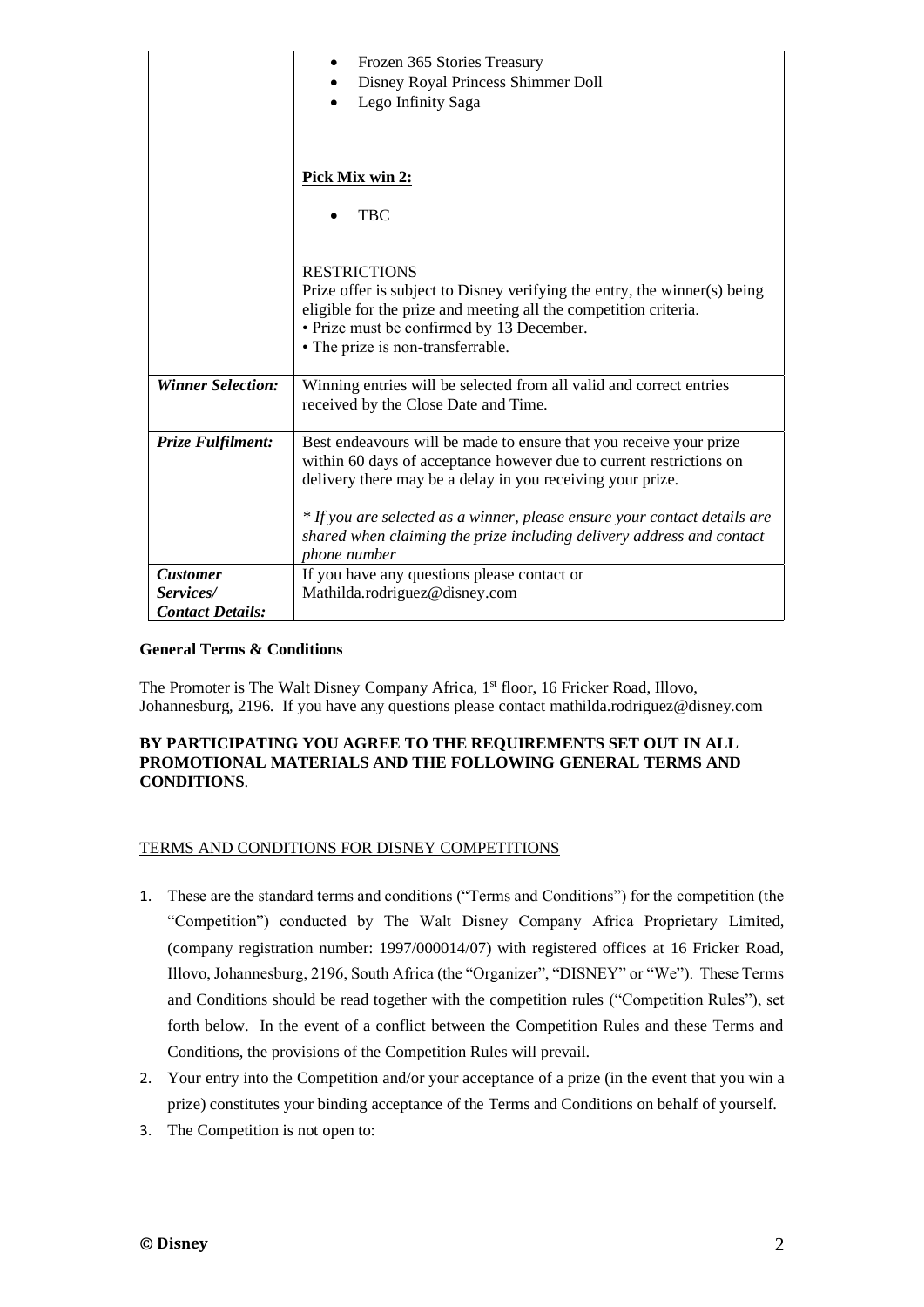| | |
|---|---|
| | • Frozen 365 Stories Treasury<br>• Disney Royal Princess Shimmer Doll<br>• Lego Infinity Saga<br><br>**Pick Mix win 2:**<br><br>• TBC<br><br>RESTRICTIONS<br>Prize offer is subject to Disney verifying the entry, the winner(s) being eligible for the prize and meeting all the competition criteria.<br>• Prize must be confirmed by 13 December.<br>• The prize is non-transferrable. |
| ***Winner Selection:*** | Winning entries will be selected from all valid and correct entries received by the Close Date and Time. |
| ***Prize Fulfilment:*** | Best endeavours will be made to ensure that you receive your prize within 60 days of acceptance however due to current restrictions on delivery there may be a delay in you receiving your prize.<br><br>*\* If you are selected as a winner, please ensure your contact details are shared when claiming the prize including delivery address and contact phone number* |
| ***Customer Services/ Contact Details:*** | If you have any questions please contact or Mathilda.rodriguez@disney.com |

**General Terms & Conditions**

The Promoter is The Walt Disney Company Africa, 1st floor, 16 Fricker Road, Illovo, Johannesburg, 2196. If you have any questions please contact mathilda.rodriguez@disney.com

**BY PARTICIPATING YOU AGREE TO THE REQUIREMENTS SET OUT IN ALL PROMOTIONAL MATERIALS AND THE FOLLOWING GENERAL TERMS AND CONDITIONS**.

TERMS AND CONDITIONS FOR DISNEY COMPETITIONS

1. These are the standard terms and conditions ("Terms and Conditions") for the competition (the "Competition") conducted by The Walt Disney Company Africa Proprietary Limited, (company registration number: 1997/000014/07) with registered offices at 16 Fricker Road, Illovo, Johannesburg, 2196, South Africa (the "Organizer", "DISNEY" or "We"). These Terms and Conditions should be read together with the competition rules ("Competition Rules"), set forth below. In the event of a conflict between the Competition Rules and these Terms and Conditions, the provisions of the Competition Rules will prevail.
2. Your entry into the Competition and/or your acceptance of a prize (in the event that you win a prize) constitutes your binding acceptance of the Terms and Conditions on behalf of yourself.
3. The Competition is not open to: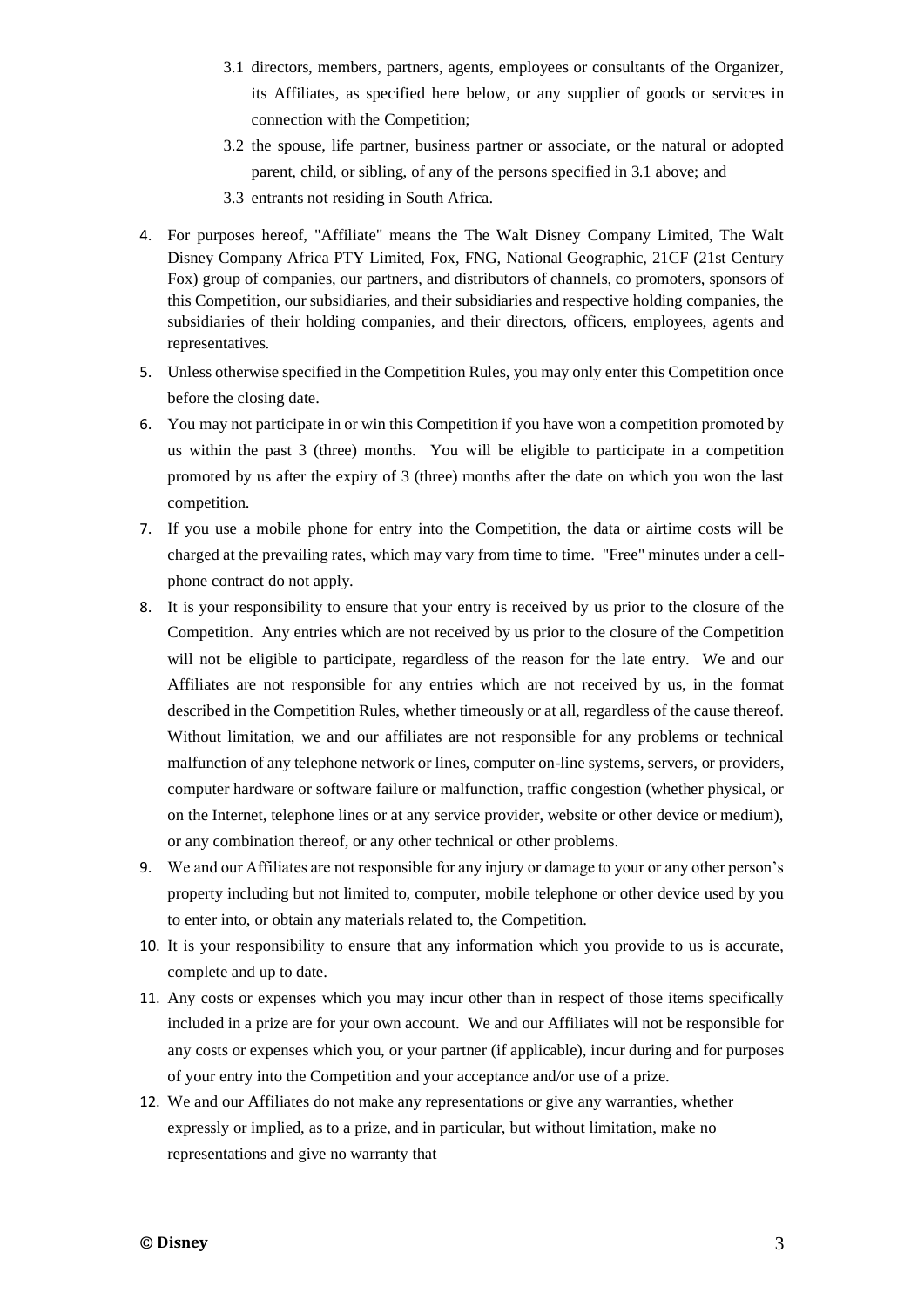3.1 directors, members, partners, agents, employees or consultants of the Organizer, its Affiliates, as specified here below, or any supplier of goods or services in connection with the Competition;

3.2 the spouse, life partner, business partner or associate, or the natural or adopted parent, child, or sibling, of any of the persons specified in 3.1 above; and

3.3 entrants not residing in South Africa.

4. For purposes hereof, "Affiliate" means the The Walt Disney Company Limited, The Walt Disney Company Africa PTY Limited, Fox, FNG, National Geographic, 21CF (21st Century Fox) group of companies, our partners, and distributors of channels, co promoters, sponsors of this Competition, our subsidiaries, and their subsidiaries and respective holding companies, the subsidiaries of their holding companies, and their directors, officers, employees, agents and representatives.

5. Unless otherwise specified in the Competition Rules, you may only enter this Competition once before the closing date.

6. You may not participate in or win this Competition if you have won a competition promoted by us within the past 3 (three) months. You will be eligible to participate in a competition promoted by us after the expiry of 3 (three) months after the date on which you won the last competition.

7. If you use a mobile phone for entry into the Competition, the data or airtime costs will be charged at the prevailing rates, which may vary from time to time. "Free" minutes under a cell-phone contract do not apply.

8. It is your responsibility to ensure that your entry is received by us prior to the closure of the Competition. Any entries which are not received by us prior to the closure of the Competition will not be eligible to participate, regardless of the reason for the late entry. We and our Affiliates are not responsible for any entries which are not received by us, in the format described in the Competition Rules, whether timeously or at all, regardless of the cause thereof. Without limitation, we and our affiliates are not responsible for any problems or technical malfunction of any telephone network or lines, computer on-line systems, servers, or providers, computer hardware or software failure or malfunction, traffic congestion (whether physical, or on the Internet, telephone lines or at any service provider, website or other device or medium), or any combination thereof, or any other technical or other problems.

9. We and our Affiliates are not responsible for any injury or damage to your or any other person's property including but not limited to, computer, mobile telephone or other device used by you to enter into, or obtain any materials related to, the Competition.

10. It is your responsibility to ensure that any information which you provide to us is accurate, complete and up to date.

11. Any costs or expenses which you may incur other than in respect of those items specifically included in a prize are for your own account. We and our Affiliates will not be responsible for any costs or expenses which you, or your partner (if applicable), incur during and for purposes of your entry into the Competition and your acceptance and/or use of a prize.

12. We and our Affiliates do not make any representations or give any warranties, whether expressly or implied, as to a prize, and in particular, but without limitation, make no representations and give no warranty that –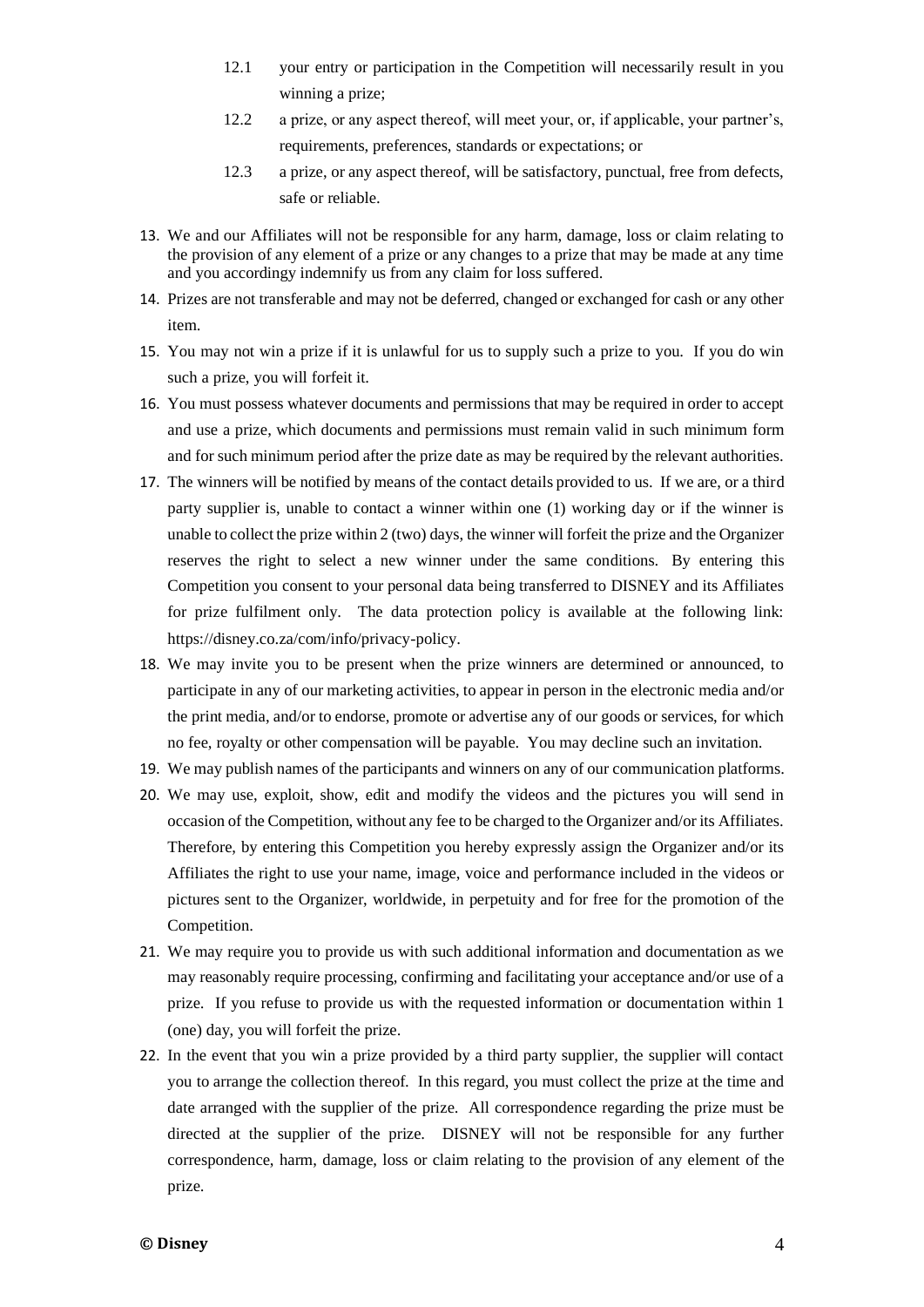12.1 your entry or participation in the Competition will necessarily result in you winning a prize;

12.2 a prize, or any aspect thereof, will meet your, or, if applicable, your partner's, requirements, preferences, standards or expectations; or

12.3 a prize, or any aspect thereof, will be satisfactory, punctual, free from defects, safe or reliable.

13. We and our Affiliates will not be responsible for any harm, damage, loss or claim relating to the provision of any element of a prize or any changes to a prize that may be made at any time and you accordingy indemnify us from any claim for loss suffered.
14. Prizes are not transferable and may not be deferred, changed or exchanged for cash or any other item.
15. You may not win a prize if it is unlawful for us to supply such a prize to you. If you do win such a prize, you will forfeit it.
16. You must possess whatever documents and permissions that may be required in order to accept and use a prize, which documents and permissions must remain valid in such minimum form and for such minimum period after the prize date as may be required by the relevant authorities.
17. The winners will be notified by means of the contact details provided to us. If we are, or a third party supplier is, unable to contact a winner within one (1) working day or if the winner is unable to collect the prize within 2 (two) days, the winner will forfeit the prize and the Organizer reserves the right to select a new winner under the same conditions. By entering this Competition you consent to your personal data being transferred to DISNEY and its Affiliates for prize fulfilment only. The data protection policy is available at the following link: https://disney.co.za/com/info/privacy-policy.
18. We may invite you to be present when the prize winners are determined or announced, to participate in any of our marketing activities, to appear in person in the electronic media and/or the print media, and/or to endorse, promote or advertise any of our goods or services, for which no fee, royalty or other compensation will be payable. You may decline such an invitation.
19. We may publish names of the participants and winners on any of our communication platforms.
20. We may use, exploit, show, edit and modify the videos and the pictures you will send in occasion of the Competition, without any fee to be charged to the Organizer and/or its Affiliates. Therefore, by entering this Competition you hereby expressly assign the Organizer and/or its Affiliates the right to use your name, image, voice and performance included in the videos or pictures sent to the Organizer, worldwide, in perpetuity and for free for the promotion of the Competition.
21. We may require you to provide us with such additional information and documentation as we may reasonably require processing, confirming and facilitating your acceptance and/or use of a prize. If you refuse to provide us with the requested information or documentation within 1 (one) day, you will forfeit the prize.
22. In the event that you win a prize provided by a third party supplier, the supplier will contact you to arrange the collection thereof. In this regard, you must collect the prize at the time and date arranged with the supplier of the prize. All correspondence regarding the prize must be directed at the supplier of the prize. DISNEY will not be responsible for any further correspondence, harm, damage, loss or claim relating to the provision of any element of the prize.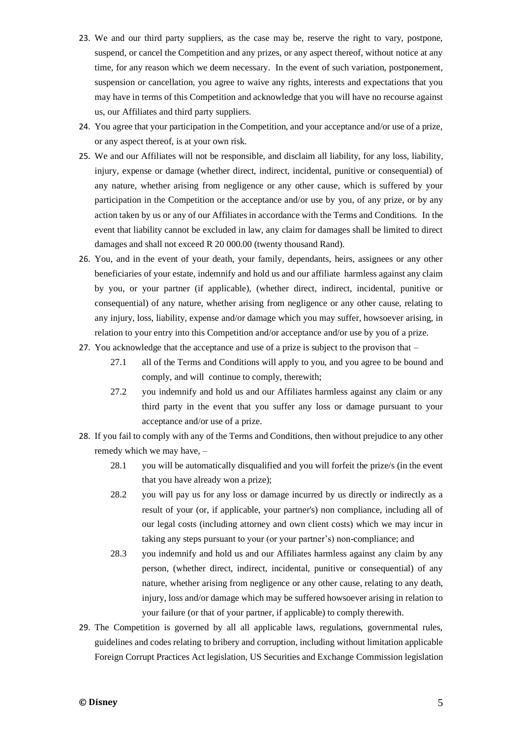23. We and our third party suppliers, as the case may be, reserve the right to vary, postpone, suspend, or cancel the Competition and any prizes, or any aspect thereof, without notice at any time, for any reason which we deem necessary. In the event of such variation, postponement, suspension or cancellation, you agree to waive any rights, interests and expectations that you may have in terms of this Competition and acknowledge that you will have no recourse against us, our Affiliates and third party suppliers.
24. You agree that your participation in the Competition, and your acceptance and/or use of a prize, or any aspect thereof, is at your own risk.
25. We and our Affiliates will not be responsible, and disclaim all liability, for any loss, liability, injury, expense or damage (whether direct, indirect, incidental, punitive or consequential) of any nature, whether arising from negligence or any other cause, which is suffered by your participation in the Competition or the acceptance and/or use by you, of any prize, or by any action taken by us or any of our Affiliates in accordance with the Terms and Conditions. In the event that liability cannot be excluded in law, any claim for damages shall be limited to direct damages and shall not exceed R 20 000.00 (twenty thousand Rand).
26. You, and in the event of your death, your family, dependants, heirs, assignees or any other beneficiaries of your estate, indemnify and hold us and our affiliate harmless against any claim by you, or your partner (if applicable), (whether direct, indirect, incidental, punitive or consequential) of any nature, whether arising from negligence or any other cause, relating to any injury, loss, liability, expense and/or damage which you may suffer, howsoever arising, in relation to your entry into this Competition and/or acceptance and/or use by you of a prize.
27. You acknowledge that the acceptance and use of a prize is subject to the provison that –
    - 27.1 all of the Terms and Conditions will apply to you, and you agree to be bound and comply, and will continue to comply, therewith;
    - 27.2 you indemnify and hold us and our Affiliates harmless against any claim or any third party in the event that you suffer any loss or damage pursuant to your acceptance and/or use of a prize.
28. If you fail to comply with any of the Terms and Conditions, then without prejudice to any other remedy which we may have, –
    - 28.1 you will be automatically disqualified and you will forfeit the prize/s (in the event that you have already won a prize);
    - 28.2 you will pay us for any loss or damage incurred by us directly or indirectly as a result of your (or, if applicable, your partner's) non compliance, including all of our legal costs (including attorney and own client costs) which we may incur in taking any steps pursuant to your (or your partner's) non-compliance; and
    - 28.3 you indemnify and hold us and our Affiliates harmless against any claim by any person, (whether direct, indirect, incidental, punitive or consequential) of any nature, whether arising from negligence or any other cause, relating to any death, injury, loss and/or damage which may be suffered howsoever arising in relation to your failure (or that of your partner, if applicable) to comply therewith.
29. The Competition is governed by all all applicable laws, regulations, governmental rules, guidelines and codes relating to bribery and corruption, including without limitation applicable Foreign Corrupt Practices Act legislation, US Securities and Exchange Commission legislation

**© Disney**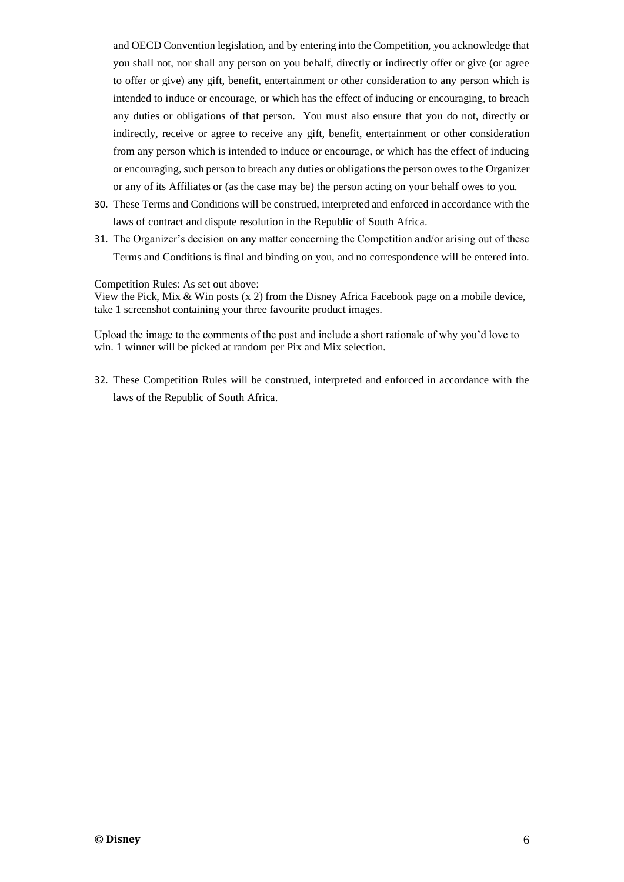and OECD Convention legislation, and by entering into the Competition, you acknowledge that you shall not, nor shall any person on you behalf, directly or indirectly offer or give (or agree to offer or give) any gift, benefit, entertainment or other consideration to any person which is intended to induce or encourage, or which has the effect of inducing or encouraging, to breach any duties or obligations of that person. You must also ensure that you do not, directly or indirectly, receive or agree to receive any gift, benefit, entertainment or other consideration from any person which is intended to induce or encourage, or which has the effect of inducing or encouraging, such person to breach any duties or obligations the person owes to the Organizer or any of its Affiliates or (as the case may be) the person acting on your behalf owes to you.

30. These Terms and Conditions will be construed, interpreted and enforced in accordance with the laws of contract and dispute resolution in the Republic of South Africa.
31. The Organizer's decision on any matter concerning the Competition and/or arising out of these Terms and Conditions is final and binding on you, and no correspondence will be entered into.

Competition Rules: As set out above:
View the Pick, Mix & Win posts (x 2) from the Disney Africa Facebook page on a mobile device, take 1 screenshot containing your three favourite product images.

Upload the image to the comments of the post and include a short rationale of why you'd love to win. 1 winner will be picked at random per Pix and Mix selection.

32. These Competition Rules will be construed, interpreted and enforced in accordance with the laws of the Republic of South Africa.

**© Disney**